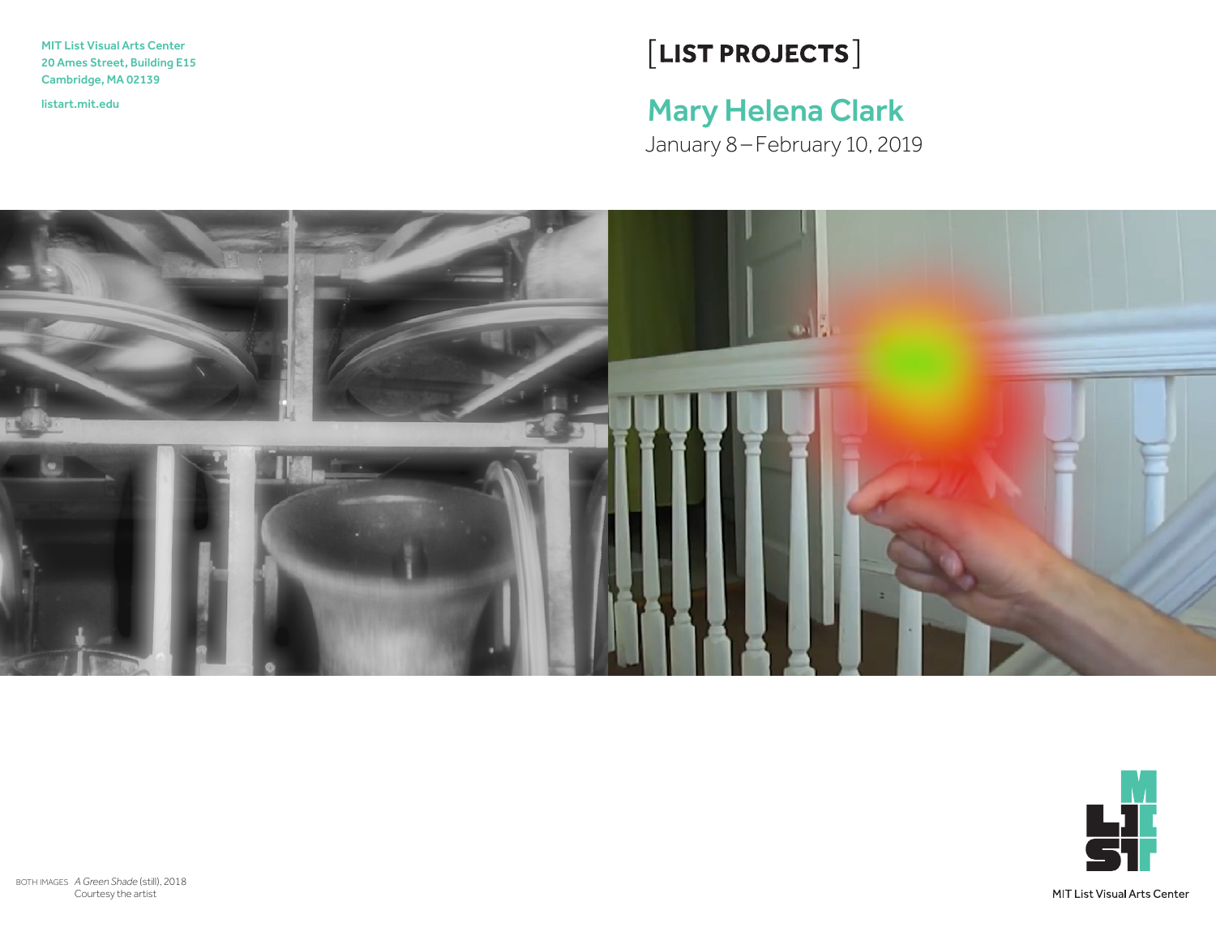MIT List Visual Arts Center
20 Ames Street, Building E15
Cambridge, MA 02139

listart.mit.edu

[LIST PROJECTS]

# Mary Helena Clark

January 8 – February 10, 2019

BOTH IMAGES *A Green Shade* (still), 2018
Courtesy the artist

MIT List Visual Arts Center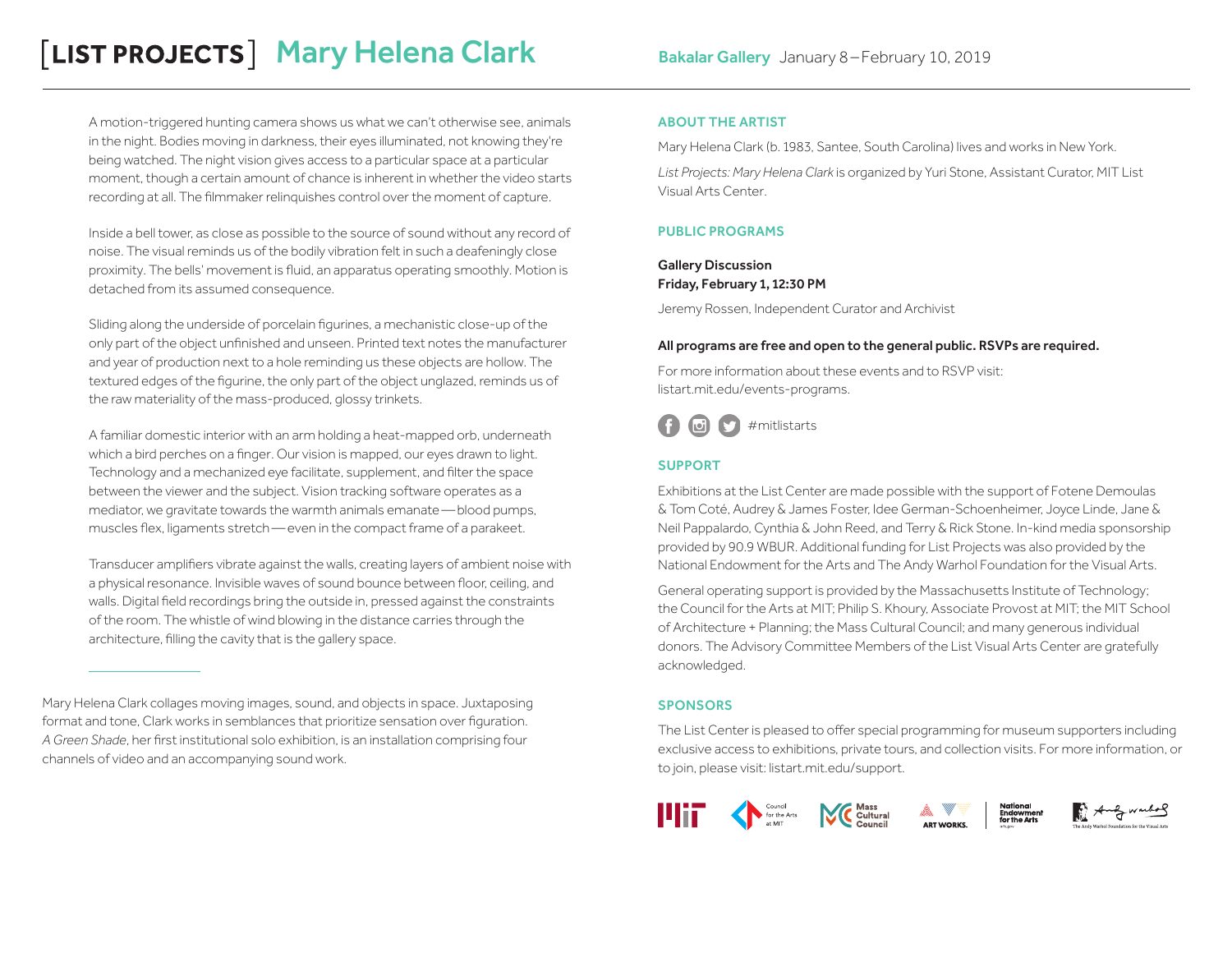# [LIST PROJECTS] Mary Helena Clark

**Bakalar Gallery** January 8 – February 10, 2019

A motion-triggered hunting camera shows us what we can't otherwise see, animals in the night. Bodies moving in darkness, their eyes illuminated, not knowing they're being watched. The night vision gives access to a particular space at a particular moment, though a certain amount of chance is inherent in whether the video starts recording at all. The filmmaker relinquishes control over the moment of capture.

Inside a bell tower, as close as possible to the source of sound without any record of noise. The visual reminds us of the bodily vibration felt in such a deafeningly close proximity. The bells' movement is fluid, an apparatus operating smoothly. Motion is detached from its assumed consequence.

Sliding along the underside of porcelain figurines, a mechanistic close-up of the only part of the object unfinished and unseen. Printed text notes the manufacturer and year of production next to a hole reminding us these objects are hollow. The textured edges of the figurine, the only part of the object unglazed, reminds us of the raw materiality of the mass-produced, glossy trinkets.

A familiar domestic interior with an arm holding a heat-mapped orb, underneath which a bird perches on a finger. Our vision is mapped, our eyes drawn to light. Technology and a mechanized eye facilitate, supplement, and filter the space between the viewer and the subject. Vision tracking software operates as a mediator, we gravitate towards the warmth animals emanate — blood pumps, muscles flex, ligaments stretch — even in the compact frame of a parakeet.

Transducer amplifiers vibrate against the walls, creating layers of ambient noise with a physical resonance. Invisible waves of sound bounce between floor, ceiling, and walls. Digital field recordings bring the outside in, pressed against the constraints of the room. The whistle of wind blowing in the distance carries through the architecture, filling the cavity that is the gallery space.

---

Mary Helena Clark collages moving images, sound, and objects in space. Juxtaposing format and tone, Clark works in semblances that prioritize sensation over figuration. *A Green Shade*, her first institutional solo exhibition, is an installation comprising four channels of video and an accompanying sound work.

## ABOUT THE ARTIST

Mary Helena Clark (b. 1983, Santee, South Carolina) lives and works in New York.

*List Projects: Mary Helena Clark* is organized by Yuri Stone, Assistant Curator, MIT List Visual Arts Center.

## PUBLIC PROGRAMS

**Gallery Discussion**
**Friday, February 1, 12:30 PM**

Jeremy Rossen, Independent Curator and Archivist

**All programs are free and open to the general public. RSVPs are required.**

For more information about these events and to RSVP visit: listart.mit.edu/events-programs.

#mitlistarts

## SUPPORT

Exhibitions at the List Center are made possible with the support of Fotene Demoulas & Tom Coté, Audrey & James Foster, Idee German-Schoenheimer, Joyce Linde, Jane & Neil Pappalardo, Cynthia & John Reed, and Terry & Rick Stone. In-kind media sponsorship provided by 90.9 WBUR. Additional funding for List Projects was also provided by the National Endowment for the Arts and The Andy Warhol Foundation for the Visual Arts.

General operating support is provided by the Massachusetts Institute of Technology; the Council for the Arts at MIT; Philip S. Khoury, Associate Provost at MIT; the MIT School of Architecture + Planning; the Mass Cultural Council; and many generous individual donors. The Advisory Committee Members of the List Visual Arts Center are gratefully acknowledged.

## SPONSORS

The List Center is pleased to offer special programming for museum supporters including exclusive access to exhibitions, private tours, and collection visits. For more information, or to join, please visit: listart.mit.edu/support.